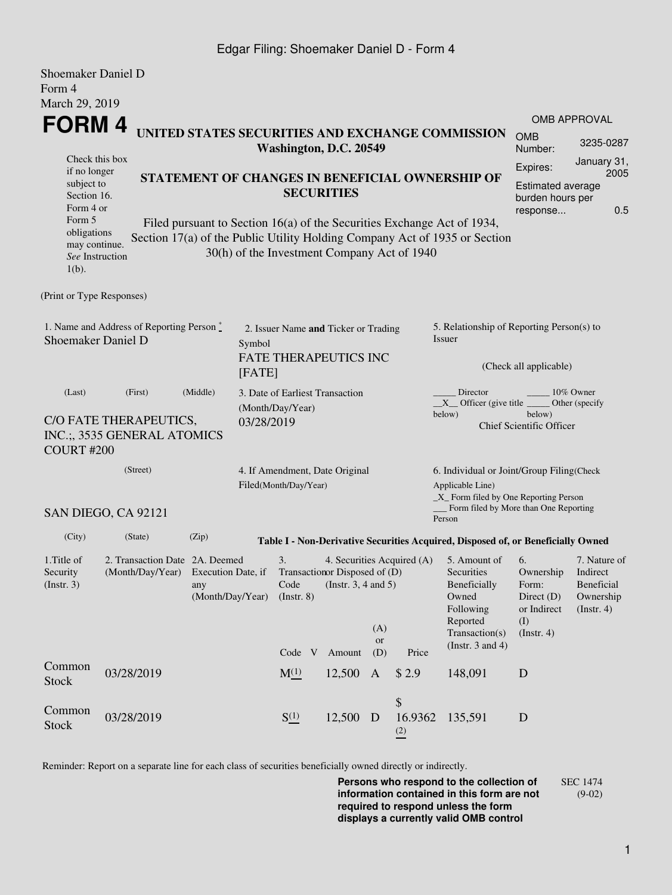Shoemaker Daniel D
Form 4
March 29, 2019

# FORM 4

**UNITED STATES SECURITIES AND EXCHANGE COMMISSION**
**Washington, D.C. 20549**

**STATEMENT OF CHANGES IN BENEFICIAL OWNERSHIP OF SECURITIES**

Filed pursuant to Section 16(a) of the Securities Exchange Act of 1934, Section 17(a) of the Public Utility Holding Company Act of 1935 or Section 30(h) of the Investment Company Act of 1940

Check this box if no longer subject to Section 16. Form 4 or Form 5 obligations may continue. *See* Instruction 1(b).

| OMB APPROVAL | |
|---|---|
| OMB Number: | 3235-0287 |
| Expires: | January 31, 2005 |
| Estimated average burden hours per response... | 0.5 |

(Print or Type Responses)

1. Name and Address of Reporting Person *
Shoemaker Daniel D

(Last) (First) (Middle)

C/O FATE THERAPEUTICS, INC.;, 3535 GENERAL ATOMICS COURT #200

(Street)

SAN DIEGO, CA 92121

(City) (State) (Zip)

2. Issuer Name **and** Ticker or Trading Symbol
FATE THERAPEUTICS INC [FATE]

3. Date of Earliest Transaction (Month/Day/Year)
03/28/2019

4. If Amendment, Date Original Filed(Month/Day/Year)

5. Relationship of Reporting Person(s) to Issuer

(Check all applicable)

_____ Director _____ 10% Owner
\_\_X\_\_ Officer (give title below) _____ Other (specify below)
Chief Scientific Officer

6. Individual or Joint/Group Filing(Check Applicable Line)
\_X\_ Form filed by One Reporting Person
___ Form filed by More than One Reporting Person

**Table I - Non-Derivative Securities Acquired, Disposed of, or Beneficially Owned**

| 1.Title of Security (Instr. 3) | 2. Transaction Date (Month/Day/Year) | 2A. Deemed Execution Date, if any (Month/Day/Year) | 3. Transaction Code (Instr. 8) | | 4. Securities Acquired (A) or Disposed of (D) (Instr. 3, 4 and 5) | | | 5. Amount of Securities Beneficially Owned Following Reported Transaction(s) (Instr. 3 and 4) | 6. Ownership Form: Direct (D) or Indirect (I) (Instr. 4) | 7. Nature of Indirect Beneficial Ownership (Instr. 4) |
|---|---|---|---|---|---|---|---|---|---|---|
| | | | Code | V | Amount | (A) or (D) | Price | | | |
| Common Stock | 03/28/2019 | | M(1) | | 12,500 | A | $ 2.9 | 148,091 | D | |
| Common Stock | 03/28/2019 | | S(1) | | 12,500 | D | $ 16.9362 (2) | 135,591 | D | |

Reminder: Report on a separate line for each class of securities beneficially owned directly or indirectly.

**Persons who respond to the collection of information contained in this form are not required to respond unless the form displays a currently valid OMB control**

SEC 1474 (9-02)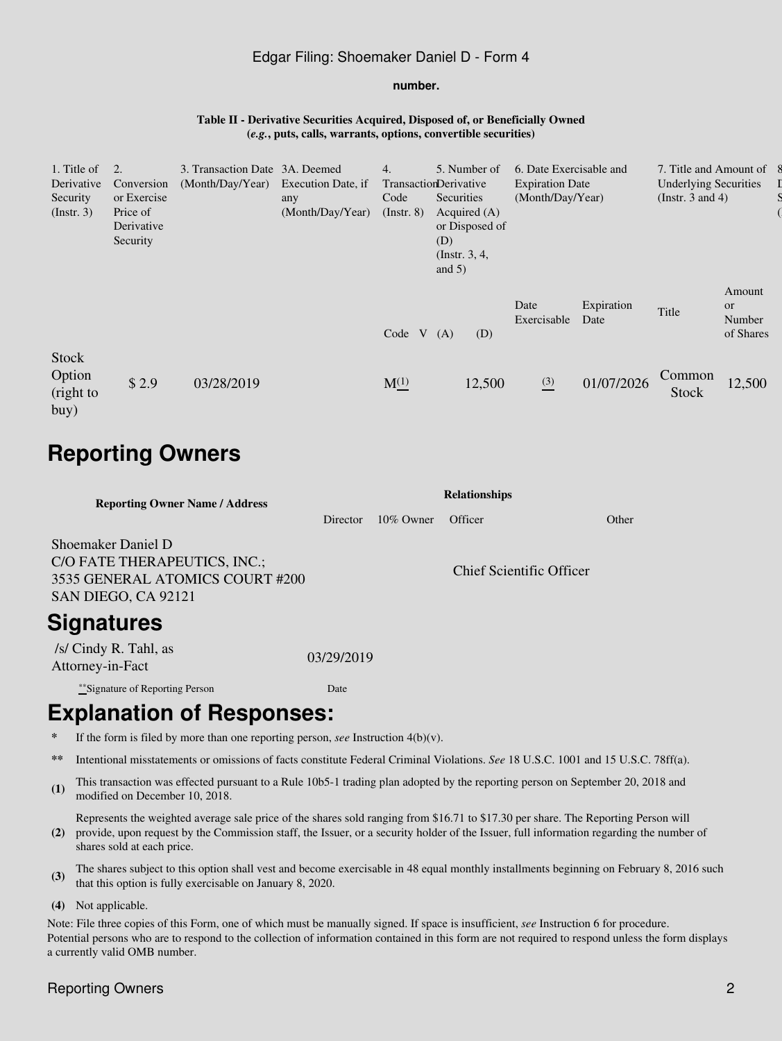number.

**Table II - Derivative Securities Acquired, Disposed of, or Beneficially Owned**
**(*e.g.*, puts, calls, warrants, options, convertible securities)**

| 1. Title of Derivative Security (Instr. 3) | 2. Conversion or Exercise Price of Derivative Security | 3. Transaction Date (Month/Day/Year) | 3A. Deemed Execution Date, if any (Month/Day/Year) | 4. Transaction Code (Instr. 8) | | 5. Number of Derivative Securities Acquired (A) or Disposed of (D) (Instr. 3, 4, and 5) | | 6. Date Exercisable and Expiration Date (Month/Day/Year) | | 7. Title and Amount of Underlying Securities (Instr. 3 and 4) | |
|---|---|---|---|---|---|---|---|---|---|---|---|
| | | | | Code | V | (A) | (D) | Date Exercisable | Expiration Date | Title | Amount or Number of Shares |
| Stock Option (right to buy) | $ 2.9 | 03/28/2019 | | M (1) | | | 12,500 | (3) | 01/07/2026 | Common Stock | 12,500 |

## Reporting Owners

| Reporting Owner Name / Address | Relationships | | | |
|---|---|---|---|---|
| | Director | 10% Owner | Officer | Other |
| Shoemaker Daniel D<br>C/O FATE THERAPEUTICS, INC.;<br>3535 GENERAL ATOMICS COURT #200<br>SAN DIEGO, CA 92121 | | | Chief Scientific Officer | |

## Signatures

| | |
|---|---|
| /s/ Cindy R. Tahl, as Attorney-in-Fact | 03/29/2019 |
| **Signature of Reporting Person | Date |

## Explanation of Responses:

- **\*** If the form is filed by more than one reporting person, *see* Instruction 4(b)(v).
- **\*\*** Intentional misstatements or omissions of facts constitute Federal Criminal Violations. *See* 18 U.S.C. 1001 and 15 U.S.C. 78ff(a).
- **(1)** This transaction was effected pursuant to a Rule 10b5-1 trading plan adopted by the reporting person on September 20, 2018 and modified on December 10, 2018.
- **(2)** Represents the weighted average sale price of the shares sold ranging from $16.71 to $17.30 per share. The Reporting Person will provide, upon request by the Commission staff, the Issuer, or a security holder of the Issuer, full information regarding the number of shares sold at each price.
- **(3)** The shares subject to this option shall vest and become exercisable in 48 equal monthly installments beginning on February 8, 2016 such that this option is fully exercisable on January 8, 2020.
- **(4)** Not applicable.

Note: File three copies of this Form, one of which must be manually signed. If space is insufficient, *see* Instruction 6 for procedure.
Potential persons who are to respond to the collection of information contained in this form are not required to respond unless the form displays a currently valid OMB number.